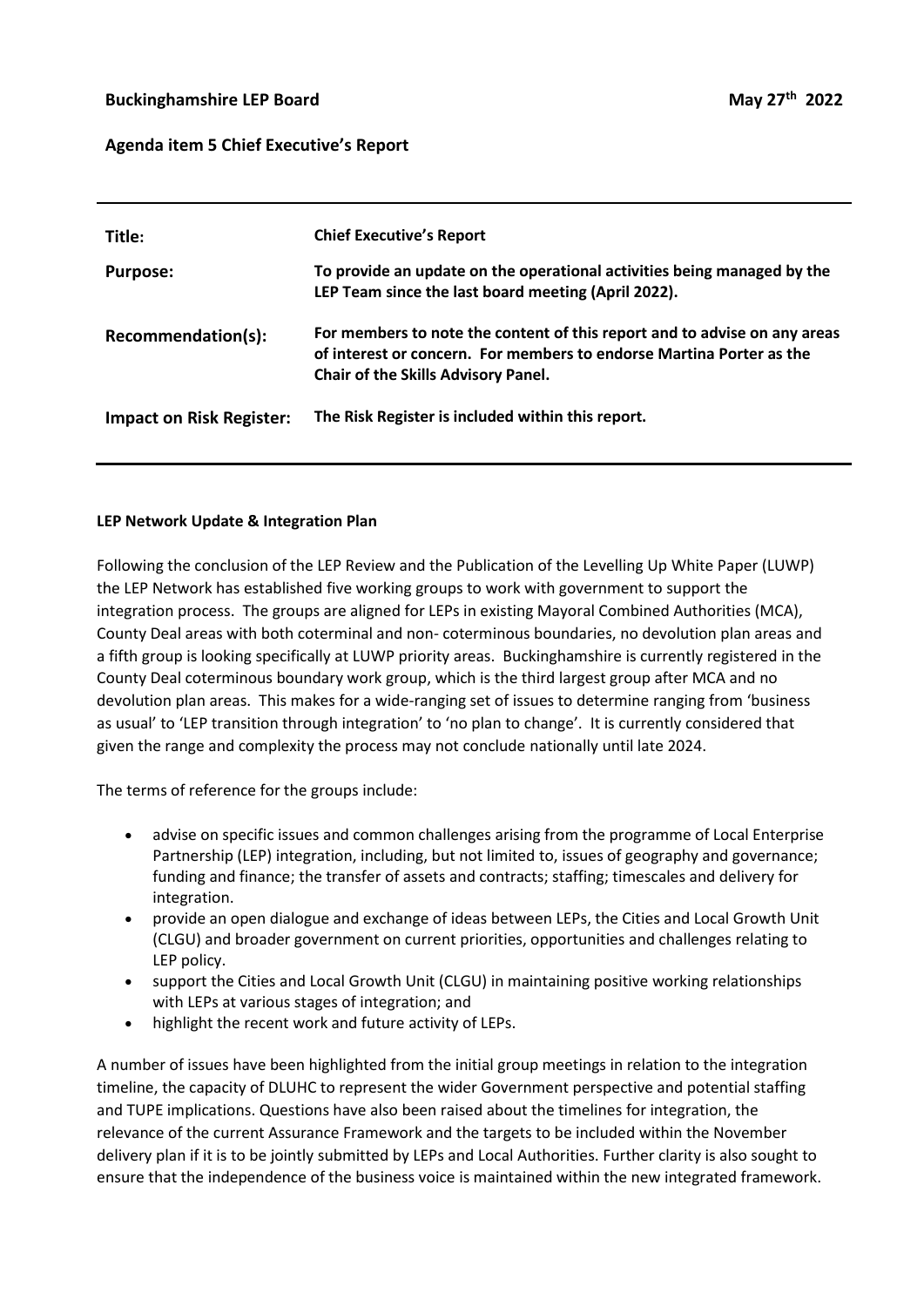**Buckinghamshire LEP Board** **May 27th 2022**

**Agenda item 5 Chief Executive's Report**

| | |
|---|---|
| **Title:** | **Chief Executive's Report** |
| **Purpose:** | **To provide an update on the operational activities being managed by the LEP Team since the last board meeting (April 2022).** |
| **Recommendation(s):** | **For members to note the content of this report and to advise on any areas of interest or concern. For members to endorse Martina Porter as the Chair of the Skills Advisory Panel.** |
| **Impact on Risk Register:** | **The Risk Register is included within this report.** |

**LEP Network Update & Integration Plan**

Following the conclusion of the LEP Review and the Publication of the Levelling Up White Paper (LUWP) the LEP Network has established five working groups to work with government to support the integration process. The groups are aligned for LEPs in existing Mayoral Combined Authorities (MCA), County Deal areas with both coterminal and non- coterminous boundaries, no devolution plan areas and a fifth group is looking specifically at LUWP priority areas. Buckinghamshire is currently registered in the County Deal coterminous boundary work group, which is the third largest group after MCA and no devolution plan areas. This makes for a wide-ranging set of issues to determine ranging from 'business as usual' to 'LEP transition through integration' to 'no plan to change'. It is currently considered that given the range and complexity the process may not conclude nationally until late 2024.

The terms of reference for the groups include:

- advise on specific issues and common challenges arising from the programme of Local Enterprise Partnership (LEP) integration, including, but not limited to, issues of geography and governance; funding and finance; the transfer of assets and contracts; staffing; timescales and delivery for integration.
- provide an open dialogue and exchange of ideas between LEPs, the Cities and Local Growth Unit (CLGU) and broader government on current priorities, opportunities and challenges relating to LEP policy.
- support the Cities and Local Growth Unit (CLGU) in maintaining positive working relationships with LEPs at various stages of integration; and
- highlight the recent work and future activity of LEPs.

A number of issues have been highlighted from the initial group meetings in relation to the integration timeline, the capacity of DLUHC to represent the wider Government perspective and potential staffing and TUPE implications. Questions have also been raised about the timelines for integration, the relevance of the current Assurance Framework and the targets to be included within the November delivery plan if it is to be jointly submitted by LEPs and Local Authorities. Further clarity is also sought to ensure that the independence of the business voice is maintained within the new integrated framework.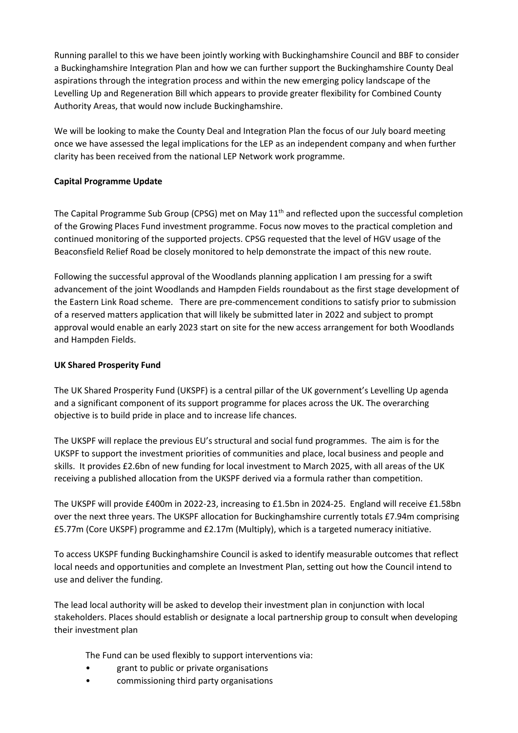Running parallel to this we have been jointly working with Buckinghamshire Council and BBF to consider a Buckinghamshire Integration Plan and how we can further support the Buckinghamshire County Deal aspirations through the integration process and within the new emerging policy landscape of the Levelling Up and Regeneration Bill which appears to provide greater flexibility for Combined County Authority Areas, that would now include Buckinghamshire.

We will be looking to make the County Deal and Integration Plan the focus of our July board meeting once we have assessed the legal implications for the LEP as an independent company and when further clarity has been received from the national LEP Network work programme.

**Capital Programme Update**

The Capital Programme Sub Group (CPSG) met on May 11th and reflected upon the successful completion of the Growing Places Fund investment programme. Focus now moves to the practical completion and continued monitoring of the supported projects. CPSG requested that the level of HGV usage of the Beaconsfield Relief Road be closely monitored to help demonstrate the impact of this new route.

Following the successful approval of the Woodlands planning application I am pressing for a swift advancement of the joint Woodlands and Hampden Fields roundabout as the first stage development of the Eastern Link Road scheme. There are pre-commencement conditions to satisfy prior to submission of a reserved matters application that will likely be submitted later in 2022 and subject to prompt approval would enable an early 2023 start on site for the new access arrangement for both Woodlands and Hampden Fields.

**UK Shared Prosperity Fund**

The UK Shared Prosperity Fund (UKSPF) is a central pillar of the UK government's Levelling Up agenda and a significant component of its support programme for places across the UK. The overarching objective is to build pride in place and to increase life chances.

The UKSPF will replace the previous EU's structural and social fund programmes. The aim is for the UKSPF to support the investment priorities of communities and place, local business and people and skills. It provides £2.6bn of new funding for local investment to March 2025, with all areas of the UK receiving a published allocation from the UKSPF derived via a formula rather than competition.

The UKSPF will provide £400m in 2022-23, increasing to £1.5bn in 2024-25. England will receive £1.58bn over the next three years. The UKSPF allocation for Buckinghamshire currently totals £7.94m comprising £5.77m (Core UKSPF) programme and £2.17m (Multiply), which is a targeted numeracy initiative.

To access UKSPF funding Buckinghamshire Council is asked to identify measurable outcomes that reflect local needs and opportunities and complete an Investment Plan, setting out how the Council intend to use and deliver the funding.

The lead local authority will be asked to develop their investment plan in conjunction with local stakeholders. Places should establish or designate a local partnership group to consult when developing their investment plan

The Fund can be used flexibly to support interventions via:

- grant to public or private organisations
- commissioning third party organisations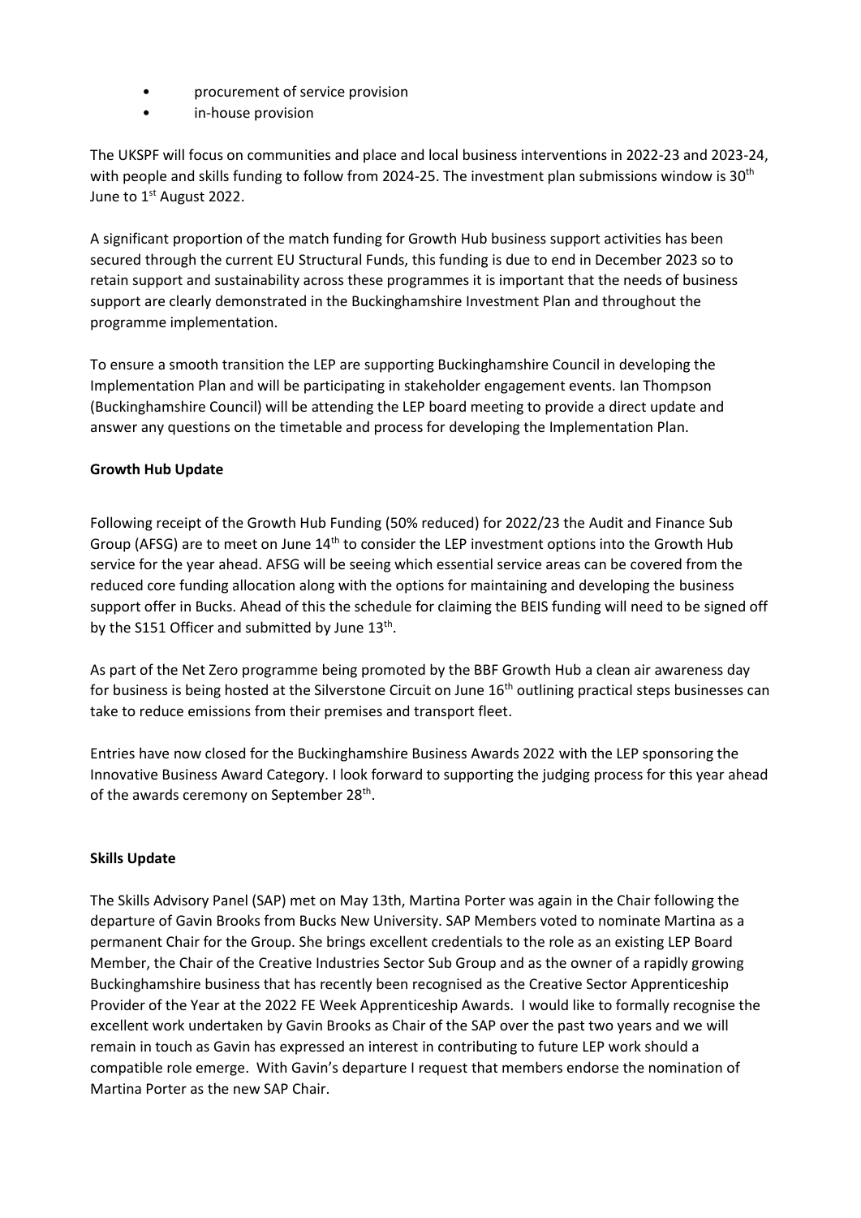- procurement of service provision
- in-house provision

The UKSPF will focus on communities and place and local business interventions in 2022-23 and 2023-24, with people and skills funding to follow from 2024-25. The investment plan submissions window is 30th June to 1st August 2022.

A significant proportion of the match funding for Growth Hub business support activities has been secured through the current EU Structural Funds, this funding is due to end in December 2023 so to retain support and sustainability across these programmes it is important that the needs of business support are clearly demonstrated in the Buckinghamshire Investment Plan and throughout the programme implementation.

To ensure a smooth transition the LEP are supporting Buckinghamshire Council in developing the Implementation Plan and will be participating in stakeholder engagement events. Ian Thompson (Buckinghamshire Council) will be attending the LEP board meeting to provide a direct update and answer any questions on the timetable and process for developing the Implementation Plan.

**Growth Hub Update**

Following receipt of the Growth Hub Funding (50% reduced) for 2022/23 the Audit and Finance Sub Group (AFSG) are to meet on June 14th to consider the LEP investment options into the Growth Hub service for the year ahead. AFSG will be seeing which essential service areas can be covered from the reduced core funding allocation along with the options for maintaining and developing the business support offer in Bucks. Ahead of this the schedule for claiming the BEIS funding will need to be signed off by the S151 Officer and submitted by June 13th.

As part of the Net Zero programme being promoted by the BBF Growth Hub a clean air awareness day for business is being hosted at the Silverstone Circuit on June 16th outlining practical steps businesses can take to reduce emissions from their premises and transport fleet.

Entries have now closed for the Buckinghamshire Business Awards 2022 with the LEP sponsoring the Innovative Business Award Category. I look forward to supporting the judging process for this year ahead of the awards ceremony on September 28th.

**Skills Update**

The Skills Advisory Panel (SAP) met on May 13th, Martina Porter was again in the Chair following the departure of Gavin Brooks from Bucks New University. SAP Members voted to nominate Martina as a permanent Chair for the Group. She brings excellent credentials to the role as an existing LEP Board Member, the Chair of the Creative Industries Sector Sub Group and as the owner of a rapidly growing Buckinghamshire business that has recently been recognised as the Creative Sector Apprenticeship Provider of the Year at the 2022 FE Week Apprenticeship Awards. I would like to formally recognise the excellent work undertaken by Gavin Brooks as Chair of the SAP over the past two years and we will remain in touch as Gavin has expressed an interest in contributing to future LEP work should a compatible role emerge. With Gavin's departure I request that members endorse the nomination of Martina Porter as the new SAP Chair.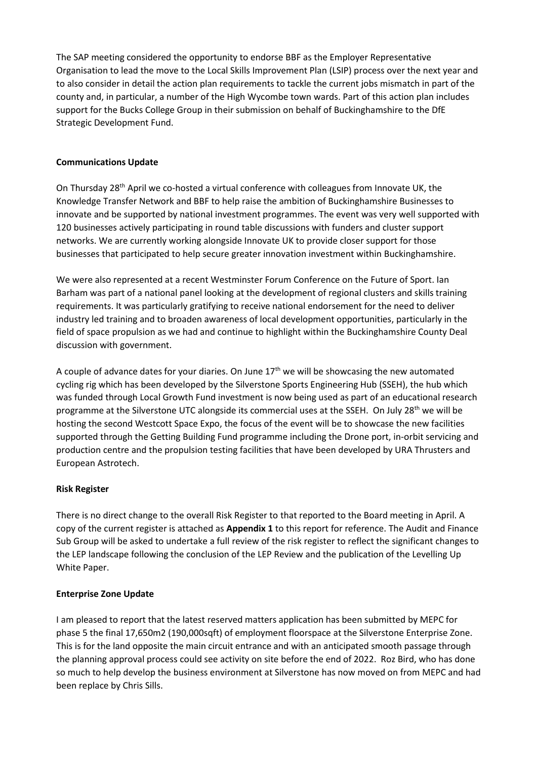The SAP meeting considered the opportunity to endorse BBF as the Employer Representative Organisation to lead the move to the Local Skills Improvement Plan (LSIP) process over the next year and to also consider in detail the action plan requirements to tackle the current jobs mismatch in part of the county and, in particular, a number of the High Wycombe town wards. Part of this action plan includes support for the Bucks College Group in their submission on behalf of Buckinghamshire to the DfE Strategic Development Fund.

**Communications Update**

On Thursday 28th April we co-hosted a virtual conference with colleagues from Innovate UK, the Knowledge Transfer Network and BBF to help raise the ambition of Buckinghamshire Businesses to innovate and be supported by national investment programmes. The event was very well supported with 120 businesses actively participating in round table discussions with funders and cluster support networks. We are currently working alongside Innovate UK to provide closer support for those businesses that participated to help secure greater innovation investment within Buckinghamshire.

We were also represented at a recent Westminster Forum Conference on the Future of Sport. Ian Barham was part of a national panel looking at the development of regional clusters and skills training requirements. It was particularly gratifying to receive national endorsement for the need to deliver industry led training and to broaden awareness of local development opportunities, particularly in the field of space propulsion as we had and continue to highlight within the Buckinghamshire County Deal discussion with government.

A couple of advance dates for your diaries. On June 17th we will be showcasing the new automated cycling rig which has been developed by the Silverstone Sports Engineering Hub (SSEH), the hub which was funded through Local Growth Fund investment is now being used as part of an educational research programme at the Silverstone UTC alongside its commercial uses at the SSEH. On July 28th we will be hosting the second Westcott Space Expo, the focus of the event will be to showcase the new facilities supported through the Getting Building Fund programme including the Drone port, in-orbit servicing and production centre and the propulsion testing facilities that have been developed by URA Thrusters and European Astrotech.

**Risk Register**

There is no direct change to the overall Risk Register to that reported to the Board meeting in April. A copy of the current register is attached as **Appendix 1** to this report for reference. The Audit and Finance Sub Group will be asked to undertake a full review of the risk register to reflect the significant changes to the LEP landscape following the conclusion of the LEP Review and the publication of the Levelling Up White Paper.

**Enterprise Zone Update**

I am pleased to report that the latest reserved matters application has been submitted by MEPC for phase 5 the final 17,650m2 (190,000sqft) of employment floorspace at the Silverstone Enterprise Zone. This is for the land opposite the main circuit entrance and with an anticipated smooth passage through the planning approval process could see activity on site before the end of 2022. Roz Bird, who has done so much to help develop the business environment at Silverstone has now moved on from MEPC and had been replace by Chris Sills.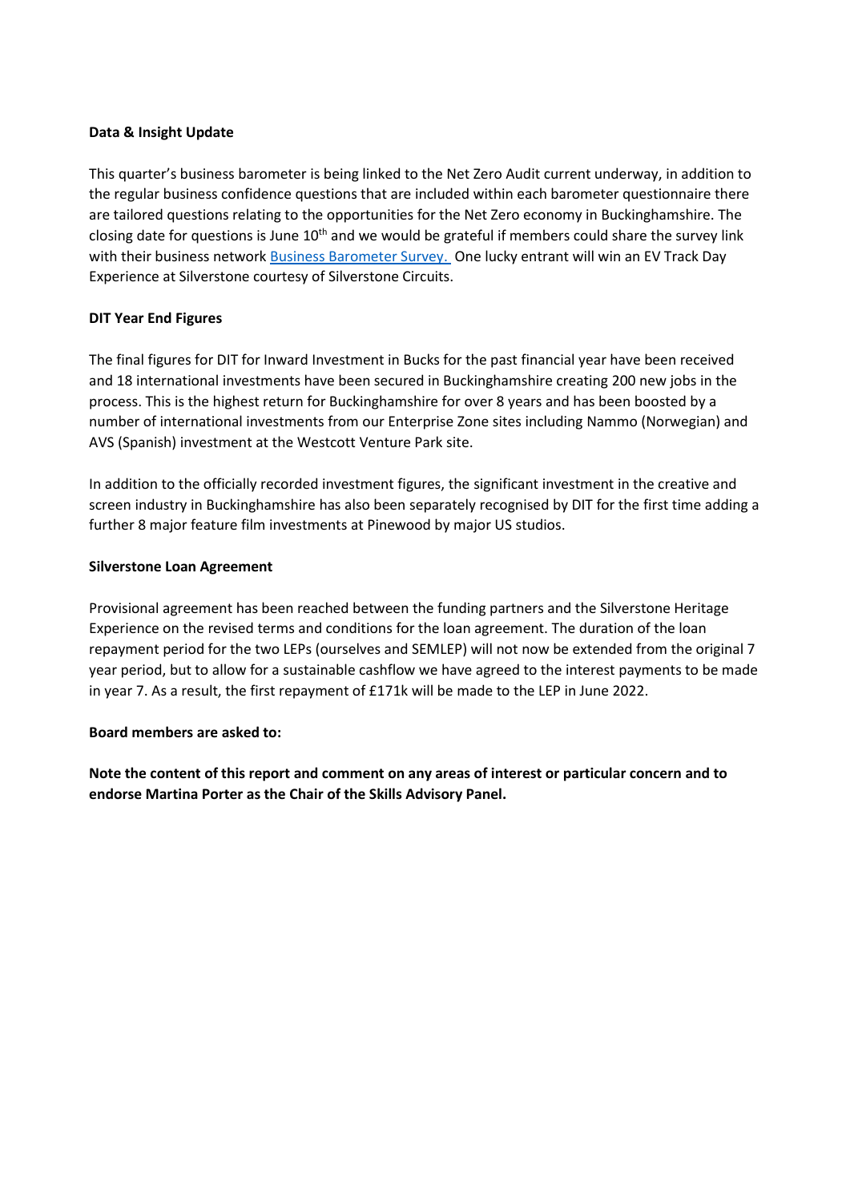**Data & Insight Update**

This quarter's business barometer is being linked to the Net Zero Audit current underway, in addition to the regular business confidence questions that are included within each barometer questionnaire there are tailored questions relating to the opportunities for the Net Zero economy in Buckinghamshire. The closing date for questions is June 10th and we would be grateful if members could share the survey link with their business network [Business Barometer Survey.](#) One lucky entrant will win an EV Track Day Experience at Silverstone courtesy of Silverstone Circuits.

**DIT Year End Figures**

The final figures for DIT for Inward Investment in Bucks for the past financial year have been received and 18 international investments have been secured in Buckinghamshire creating 200 new jobs in the process. This is the highest return for Buckinghamshire for over 8 years and has been boosted by a number of international investments from our Enterprise Zone sites including Nammo (Norwegian) and AVS (Spanish) investment at the Westcott Venture Park site.

In addition to the officially recorded investment figures, the significant investment in the creative and screen industry in Buckinghamshire has also been separately recognised by DIT for the first time adding a further 8 major feature film investments at Pinewood by major US studios.

**Silverstone Loan Agreement**

Provisional agreement has been reached between the funding partners and the Silverstone Heritage Experience on the revised terms and conditions for the loan agreement. The duration of the loan repayment period for the two LEPs (ourselves and SEMLEP) will not now be extended from the original 7 year period, but to allow for a sustainable cashflow we have agreed to the interest payments to be made in year 7. As a result, the first repayment of £171k will be made to the LEP in June 2022.

**Board members are asked to:**

**Note the content of this report and comment on any areas of interest or particular concern and to endorse Martina Porter as the Chair of the Skills Advisory Panel.**